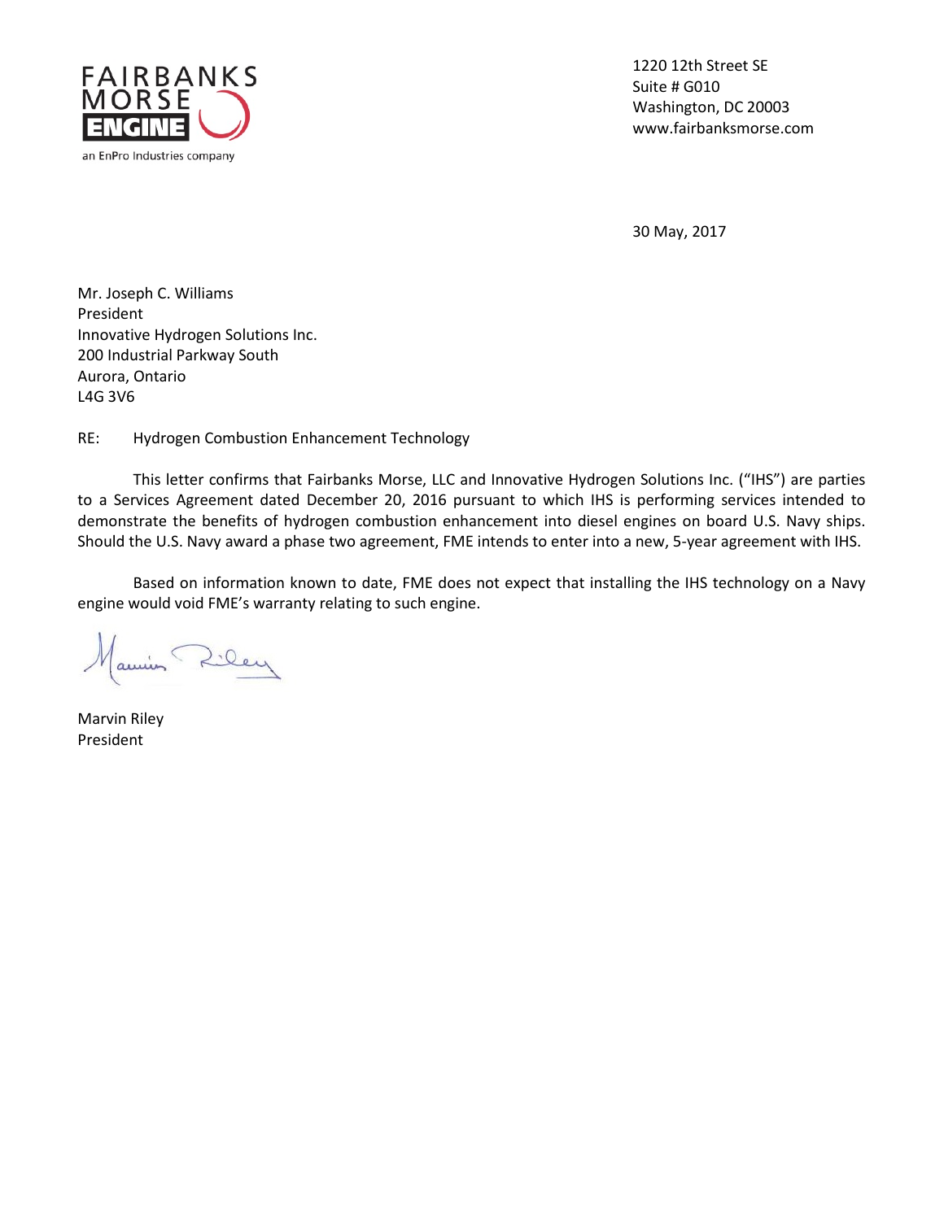FAIRBANKS MORSE ENGINE

an EnPro Industries company

1220 12th Street SE
Suite # G010
Washington, DC 20003
www.fairbanksmorse.com

30 May, 2017

Mr. Joseph C. Williams
President
Innovative Hydrogen Solutions Inc.
200 Industrial Parkway South
Aurora, Ontario
L4G 3V6

RE: Hydrogen Combustion Enhancement Technology

This letter confirms that Fairbanks Morse, LLC and Innovative Hydrogen Solutions Inc. ("IHS") are parties to a Services Agreement dated December 20, 2016 pursuant to which IHS is performing services intended to demonstrate the benefits of hydrogen combustion enhancement into diesel engines on board U.S. Navy ships. Should the U.S. Navy award a phase two agreement, FME intends to enter into a new, 5-year agreement with IHS.

Based on information known to date, FME does not expect that installing the IHS technology on a Navy engine would void FME's warranty relating to such engine.

Marvin Riley
President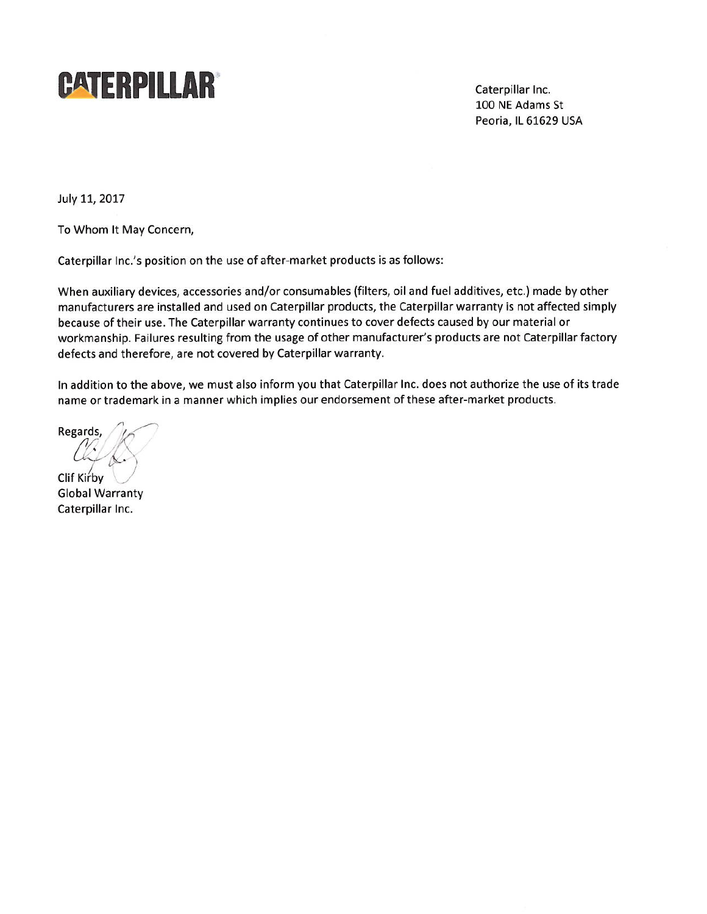**CATERPILLAR**

Caterpillar Inc.
100 NE Adams St
Peoria, IL 61629 USA

July 11, 2017

To Whom It May Concern,

Caterpillar Inc.'s position on the use of after-market products is as follows:

When auxiliary devices, accessories and/or consumables (filters, oil and fuel additives, etc.) made by other manufacturers are installed and used on Caterpillar products, the Caterpillar warranty is not affected simply because of their use. The Caterpillar warranty continues to cover defects caused by our material or workmanship. Failures resulting from the usage of other manufacturer's products are not Caterpillar factory defects and therefore, are not covered by Caterpillar warranty.

In addition to the above, we must also inform you that Caterpillar Inc. does not authorize the use of its trade name or trademark in a manner which implies our endorsement of these after-market products.

Regards,

Clif Kirby
Global Warranty
Caterpillar Inc.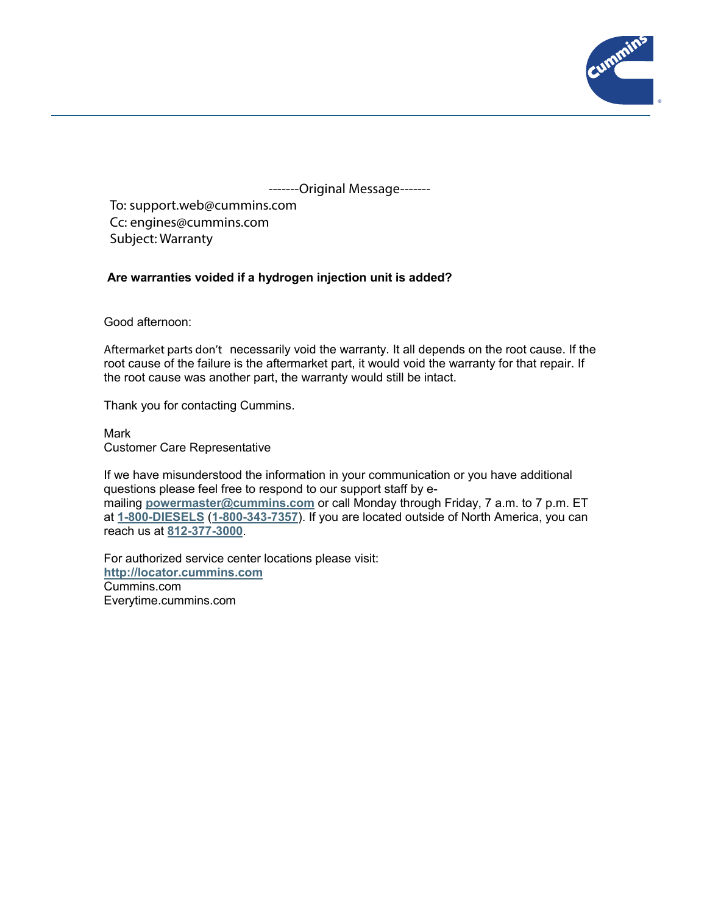-------Original Message-------

To: support.web@cummins.com
Cc: engines@cummins.com
Subject: Warranty

**Are warranties voided if a hydrogen injection unit is added?**

Good afternoon:

Aftermarket parts don't necessarily void the warranty. It all depends on the root cause. If the root cause of the failure is the aftermarket part, it would void the warranty for that repair. If the root cause was another part, the warranty would still be intact.

Thank you for contacting Cummins.

Mark
Customer Care Representative

If we have misunderstood the information in your communication or you have additional questions please feel free to respond to our support staff by e-mailing **powermaster@cummins.com** or call Monday through Friday, 7 a.m. to 7 p.m. ET at **1-800-DIESELS** (**1-800-343-7357**). If you are located outside of North America, you can reach us at **812-377-3000**.

For authorized service center locations please visit:
**http://locator.cummins.com**
Cummins.com
Everytime.cummins.com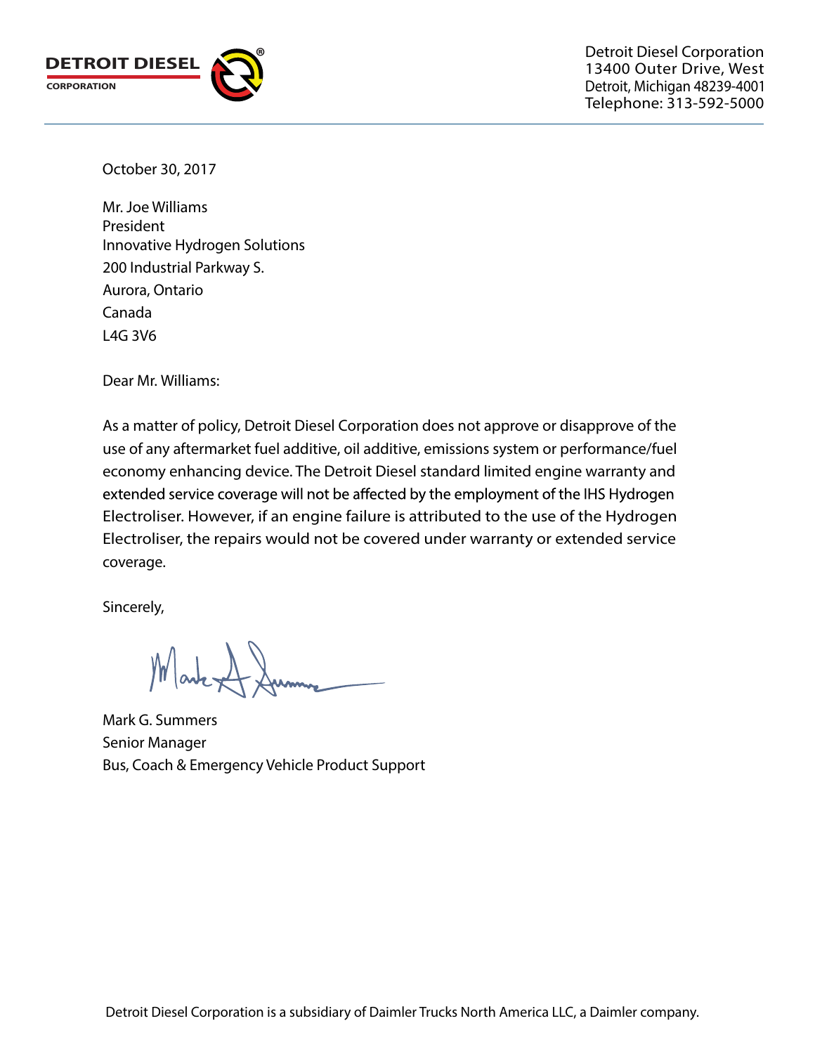**DETROIT DIESEL**
CORPORATION

Detroit Diesel Corporation
13400 Outer Drive, West
Detroit, Michigan 48239-4001
Telephone: 313-592-5000

---

October 30, 2017

Mr. Joe Williams
President
Innovative Hydrogen Solutions
200 Industrial Parkway S.
Aurora, Ontario
Canada
L4G 3V6

Dear Mr. Williams:

As a matter of policy, Detroit Diesel Corporation does not approve or disapprove of the use of any aftermarket fuel additive, oil additive, emissions system or performance/fuel economy enhancing device. The Detroit Diesel standard limited engine warranty and extended service coverage will not be affected by the employment of the IHS Hydrogen Electroliser. However, if an engine failure is attributed to the use of the Hydrogen Electroliser, the repairs would not be covered under warranty or extended service coverage.

Sincerely,

Mark G. Summers
Senior Manager
Bus, Coach & Emergency Vehicle Product Support

Detroit Diesel Corporation is a subsidiary of Daimler Trucks North America LLC, a Daimler company.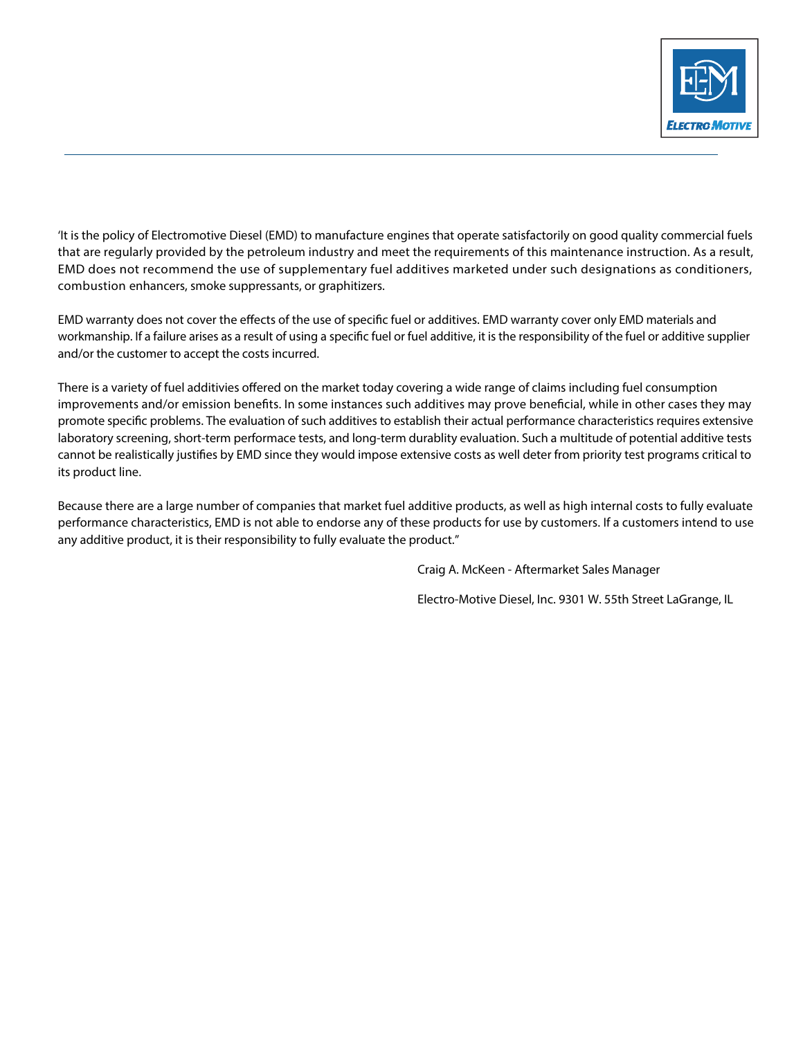‘It is the policy of Electromotive Diesel (EMD) to manufacture engines that operate satisfactorily on good quality commercial fuels that are regularly provided by the petroleum industry and meet the requirements of this maintenance instruction. As a result, EMD does not recommend the use of supplementary fuel additives marketed under such designations as conditioners, combustion enhancers, smoke suppressants, or graphitizers.

EMD warranty does not cover the effects of the use of specific fuel or additives. EMD warranty cover only EMD materials and workmanship. If a failure arises as a result of using a specific fuel or fuel additive, it is the responsibility of the fuel or additive supplier and/or the customer to accept the costs incurred.

There is a variety of fuel additivies offered on the market today covering a wide range of claims including fuel consumption improvements and/or emission benefits. In some instances such additives may prove beneficial, while in other cases they may promote specific problems. The evaluation of such additives to establish their actual performance characteristics requires extensive laboratory screening, short-term performace tests, and long-term durablity evaluation. Such a multitude of potential additive tests cannot be realistically justifies by EMD since they would impose extensive costs as well deter from priority test programs critical to its product line.

Because there are a large number of companies that market fuel additive products, as well as high internal costs to fully evaluate performance characteristics, EMD is not able to endorse any of these products for use by customers. If a customers intend to use any additive product, it is their responsibility to fully evaluate the product.”

Craig A. McKeen - Aftermarket Sales Manager

Electro-Motive Diesel, Inc. 9301 W. 55th Street LaGrange, IL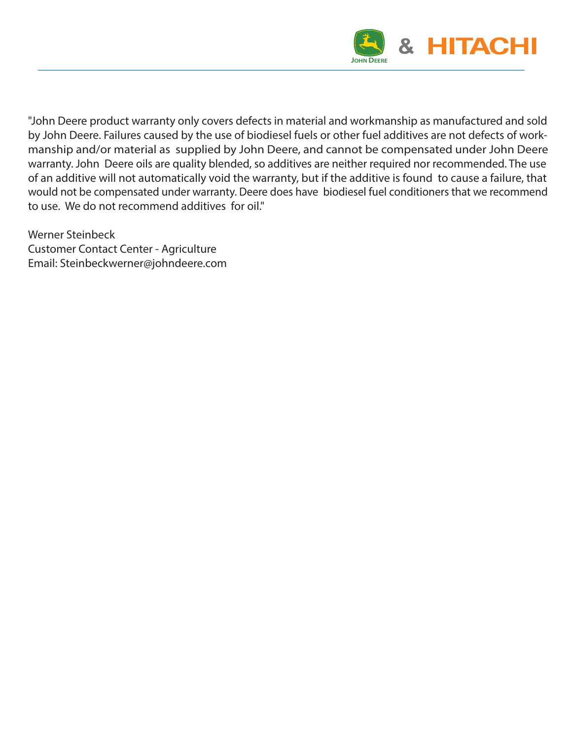"John Deere product warranty only covers defects in material and workmanship as manufactured and sold by John Deere. Failures caused by the use of biodiesel fuels or other fuel additives are not defects of workmanship and/or material as supplied by John Deere, and cannot be compensated under John Deere warranty. John Deere oils are quality blended, so additives are neither required nor recommended. The use of an additive will not automatically void the warranty, but if the additive is found to cause a failure, that would not be compensated under warranty. Deere does have biodiesel fuel conditioners that we recommend to use. We do not recommend additives for oil."

Werner Steinbeck
Customer Contact Center - Agriculture
Email: Steinbeckwerner@johndeere.com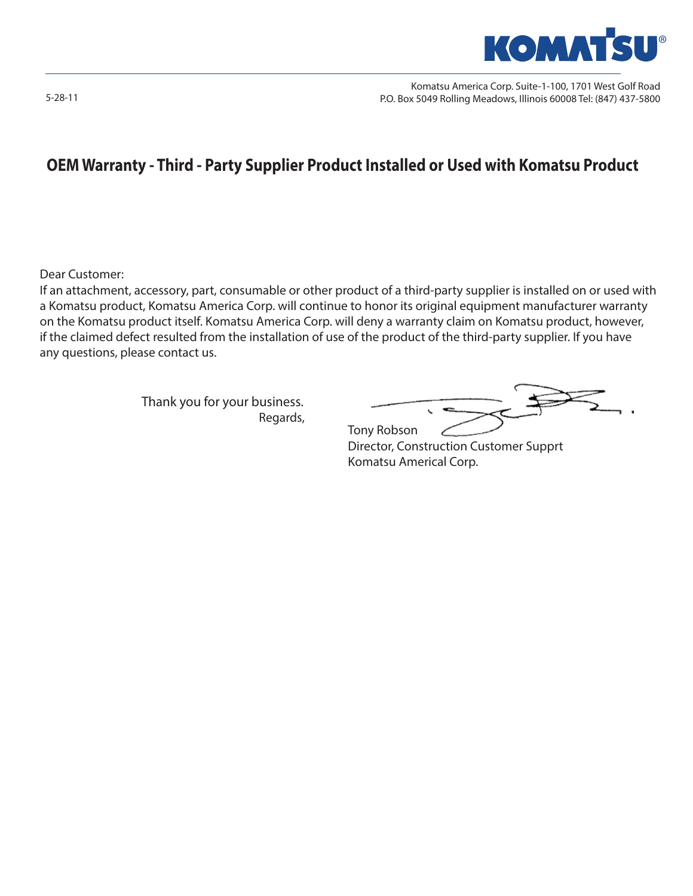Komatsu America Corp. Suite-1-100, 1701 West Golf Road
P.O. Box 5049 Rolling Meadows, Illinois 60008 Tel: (847) 437-5800

5-28-11

# OEM Warranty - Third - Party Supplier Product Installed or Used with Komatsu Product

Dear Customer:

If an attachment, accessory, part, consumable or other product of a third-party supplier is installed on or used with a Komatsu product, Komatsu America Corp. will continue to honor its original equipment manufacturer warranty on the Komatsu product itself. Komatsu America Corp. will deny a warranty claim on Komatsu product, however, if the claimed defect resulted from the installation of use of the product of the third-party supplier. If you have any questions, please contact us.

Thank you for your business.
Regards,

Tony Robson
Director, Construction Customer Supprt
Komatsu Americal Corp.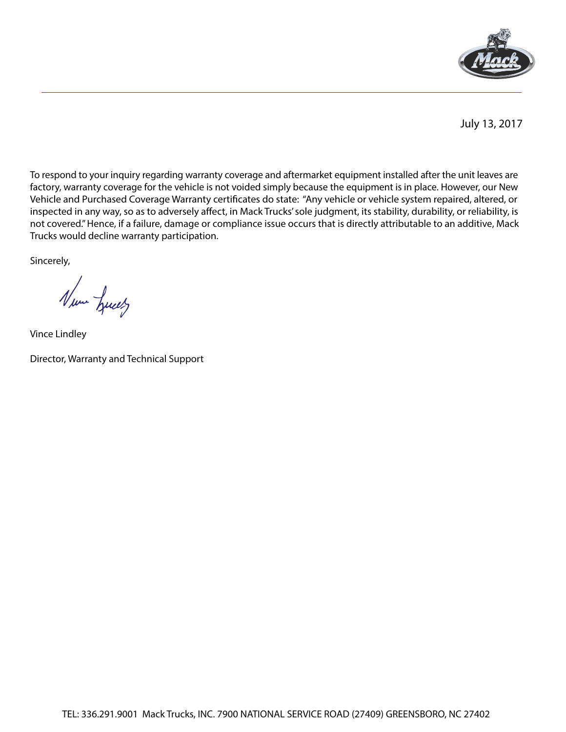July 13, 2017

To respond to your inquiry regarding warranty coverage and aftermarket equipment installed after the unit leaves are factory, warranty coverage for the vehicle is not voided simply because the equipment is in place. However, our New Vehicle and Purchased Coverage Warranty certificates do state: "Any vehicle or vehicle system repaired, altered, or inspected in any way, so as to adversely affect, in Mack Trucks' sole judgment, its stability, durability, or reliability, is not covered." Hence, if a failure, damage or compliance issue occurs that is directly attributable to an additive, Mack Trucks would decline warranty participation.

Sincerely,

Vince Lindley

Director, Warranty and Technical Support

TEL: 336.291.9001 Mack Trucks, INC. 7900 NATIONAL SERVICE ROAD (27409) GREENSBORO, NC 27402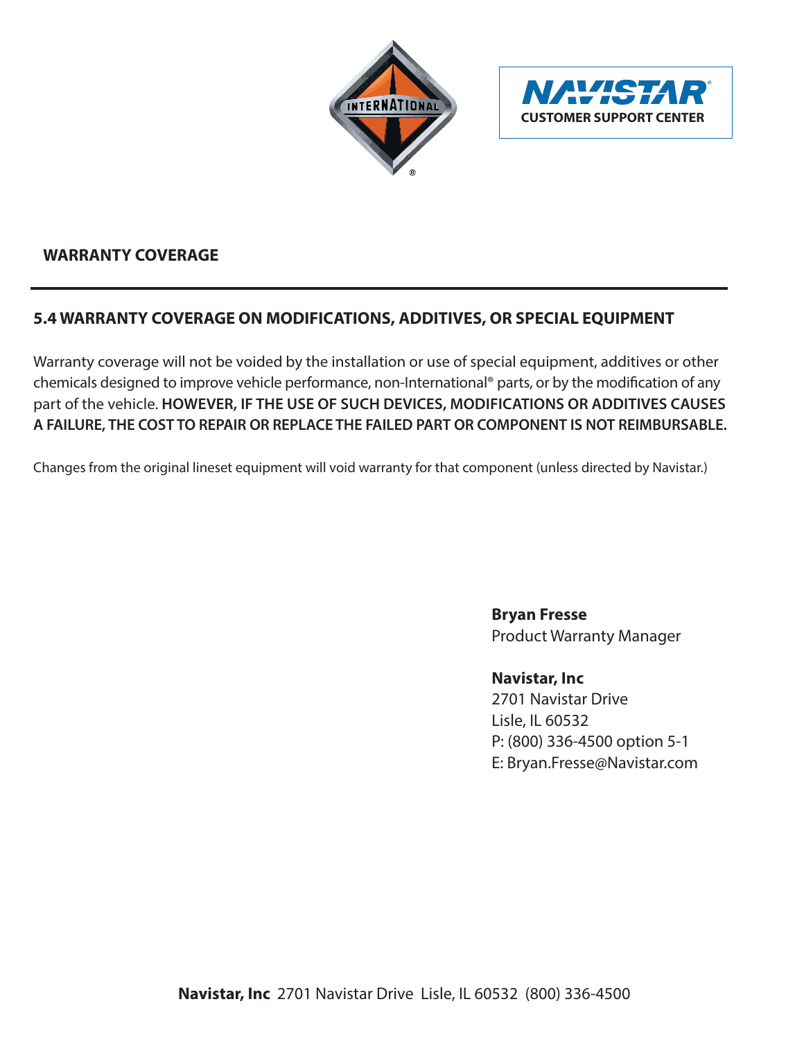NAVISTAR®
CUSTOMER SUPPORT CENTER

**WARRANTY COVERAGE**

## 5.4 WARRANTY COVERAGE ON MODIFICATIONS, ADDITIVES, OR SPECIAL EQUIPMENT

Warranty coverage will not be voided by the installation or use of special equipment, additives or other chemicals designed to improve vehicle performance, non-International® parts, or by the modification of any part of the vehicle. **HOWEVER, IF THE USE OF SUCH DEVICES, MODIFICATIONS OR ADDITIVES CAUSES A FAILURE, THE COST TO REPAIR OR REPLACE THE FAILED PART OR COMPONENT IS NOT REIMBURSABLE.**

Changes from the original lineset equipment will void warranty for that component (unless directed by Navistar.)

**Bryan Fresse**
Product Warranty Manager

**Navistar, Inc**
2701 Navistar Drive
Lisle, IL 60532
P: (800) 336-4500 option 5-1
E: Bryan.Fresse@Navistar.com

**Navistar, Inc** 2701 Navistar Drive Lisle, IL 60532 (800) 336-4500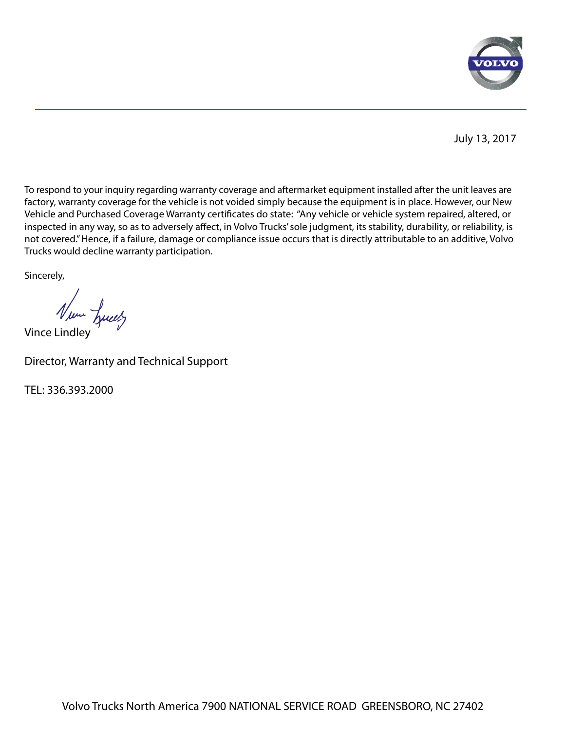July 13, 2017

To respond to your inquiry regarding warranty coverage and aftermarket equipment installed after the unit leaves are factory, warranty coverage for the vehicle is not voided simply because the equipment is in place. However, our New Vehicle and Purchased Coverage Warranty certificates do state: "Any vehicle or vehicle system repaired, altered, or inspected in any way, so as to adversely affect, in Volvo Trucks' sole judgment, its stability, durability, or reliability, is not covered." Hence, if a failure, damage or compliance issue occurs that is directly attributable to an additive, Volvo Trucks would decline warranty participation.

Sincerely,

Vince Lindley

Director, Warranty and Technical Support

TEL: 336.393.2000

Volvo Trucks North America 7900 NATIONAL SERVICE ROAD GREENSBORO, NC 27402